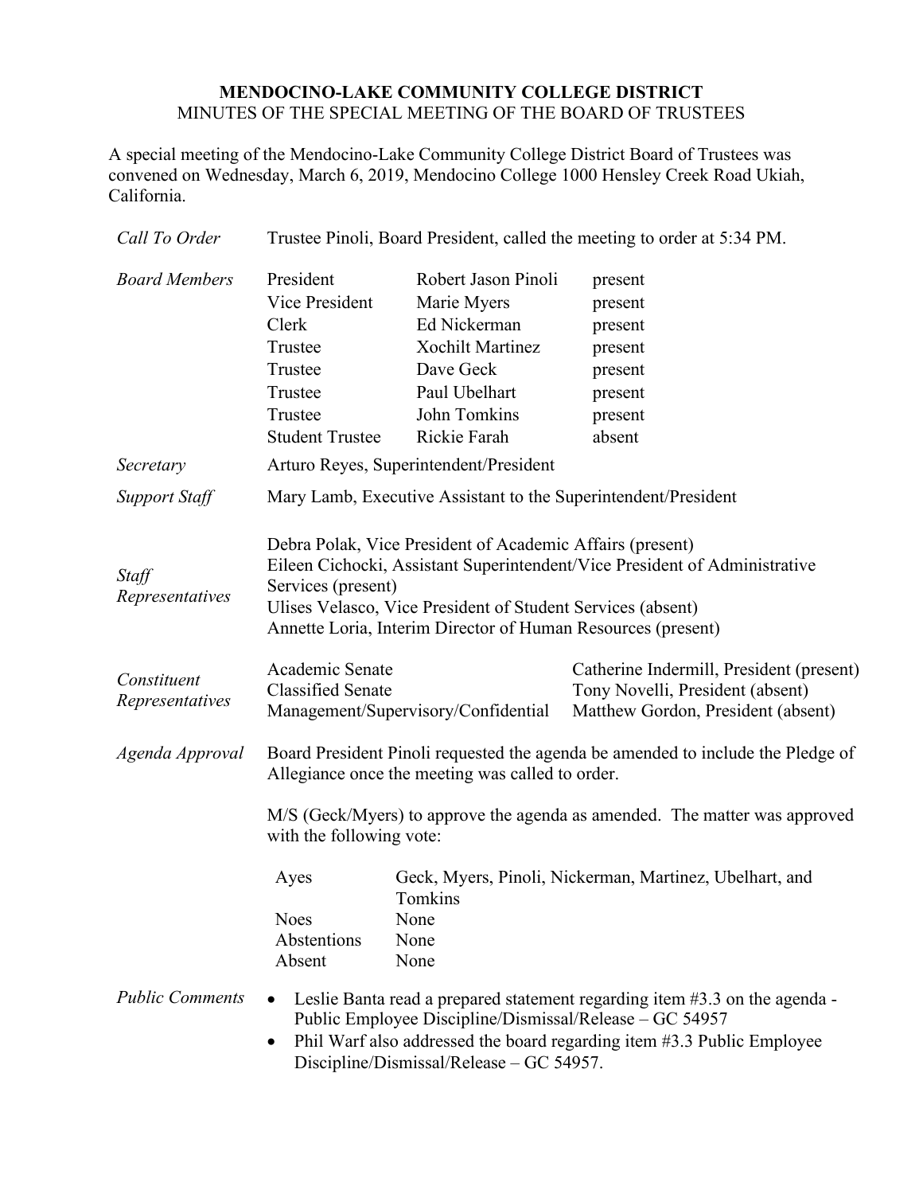# MENDOCINO-LAKE COMMUNITY COLLEGE DISTRICT

## MINUTES OF THE SPECIAL MEETING OF THE BOARD OF TRUSTEES

A special meeting of the Mendocino-Lake Community College District Board of Trustees was convened on Wednesday, March 6, 2019, Mendocino College 1000 Hensley Creek Road Ukiah, California.

*Call To Order*

Trustee Pinoli, Board President, called the meeting to order at 5:34 PM.

*Board Members*

| | | |
|---|---|---|
| President | Robert Jason Pinoli | present |
| Vice President | Marie Myers | present |
| Clerk | Ed Nickerman | present |
| Trustee | Xochilt Martinez | present |
| Trustee | Dave Geck | present |
| Trustee | Paul Ubelhart | present |
| Trustee | John Tomkins | present |
| Student Trustee | Rickie Farah | absent |

*Secretary*

Arturo Reyes, Superintendent/President

*Support Staff*

Mary Lamb, Executive Assistant to the Superintendent/President

*Staff Representatives*

Debra Polak, Vice President of Academic Affairs (present)
Eileen Cichocki, Assistant Superintendent/Vice President of Administrative Services (present)
Ulises Velasco, Vice President of Student Services (absent)
Annette Loria, Interim Director of Human Resources (present)

*Constituent Representatives*

| | |
|---|---|
| Academic Senate | Catherine Indermill, President (present) |
| Classified Senate | Tony Novelli, President (absent) |
| Management/Supervisory/Confidential | Matthew Gordon, President (absent) |

*Agenda Approval*

Board President Pinoli requested the agenda be amended to include the Pledge of Allegiance once the meeting was called to order.

M/S (Geck/Myers) to approve the agenda as amended. The matter was approved with the following vote:

| | |
|---|---|
| Ayes | Geck, Myers, Pinoli, Nickerman, Martinez, Ubelhart, and Tomkins |
| Noes | None |
| Abstentions | None |
| Absent | None |

*Public Comments*

- Leslie Banta read a prepared statement regarding item #3.3 on the agenda - Public Employee Discipline/Dismissal/Release – GC 54957
- Phil Warf also addressed the board regarding item #3.3 Public Employee Discipline/Dismissal/Release – GC 54957.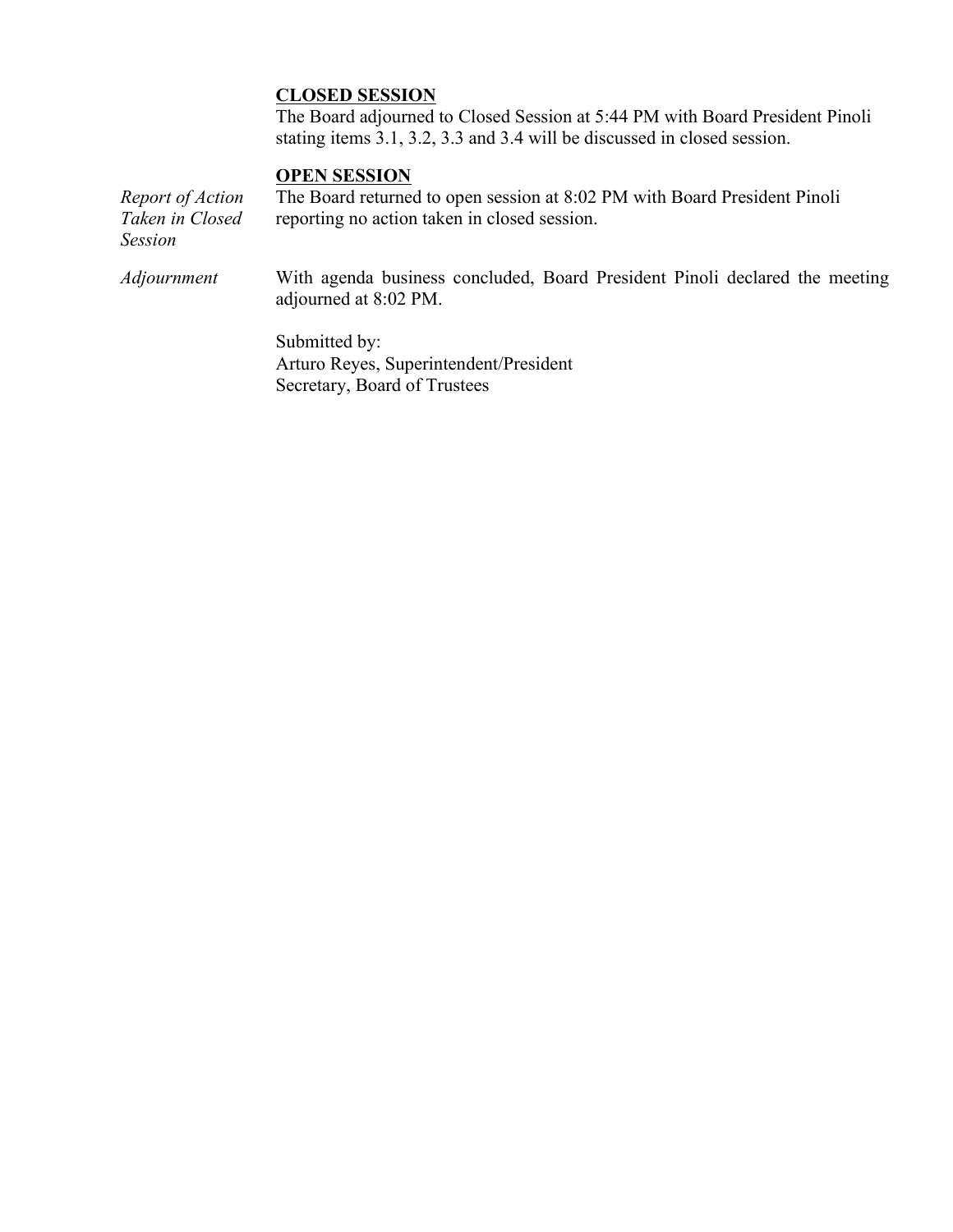**CLOSED SESSION**

The Board adjourned to Closed Session at 5:44 PM with Board President Pinoli stating items 3.1, 3.2, 3.3 and 3.4 will be discussed in closed session.

**OPEN SESSION**

*Report of Action Taken in Closed Session*

The Board returned to open session at 8:02 PM with Board President Pinoli reporting no action taken in closed session.

*Adjournment*

With agenda business concluded, Board President Pinoli declared the meeting adjourned at 8:02 PM.

Submitted by:
Arturo Reyes, Superintendent/President
Secretary, Board of Trustees